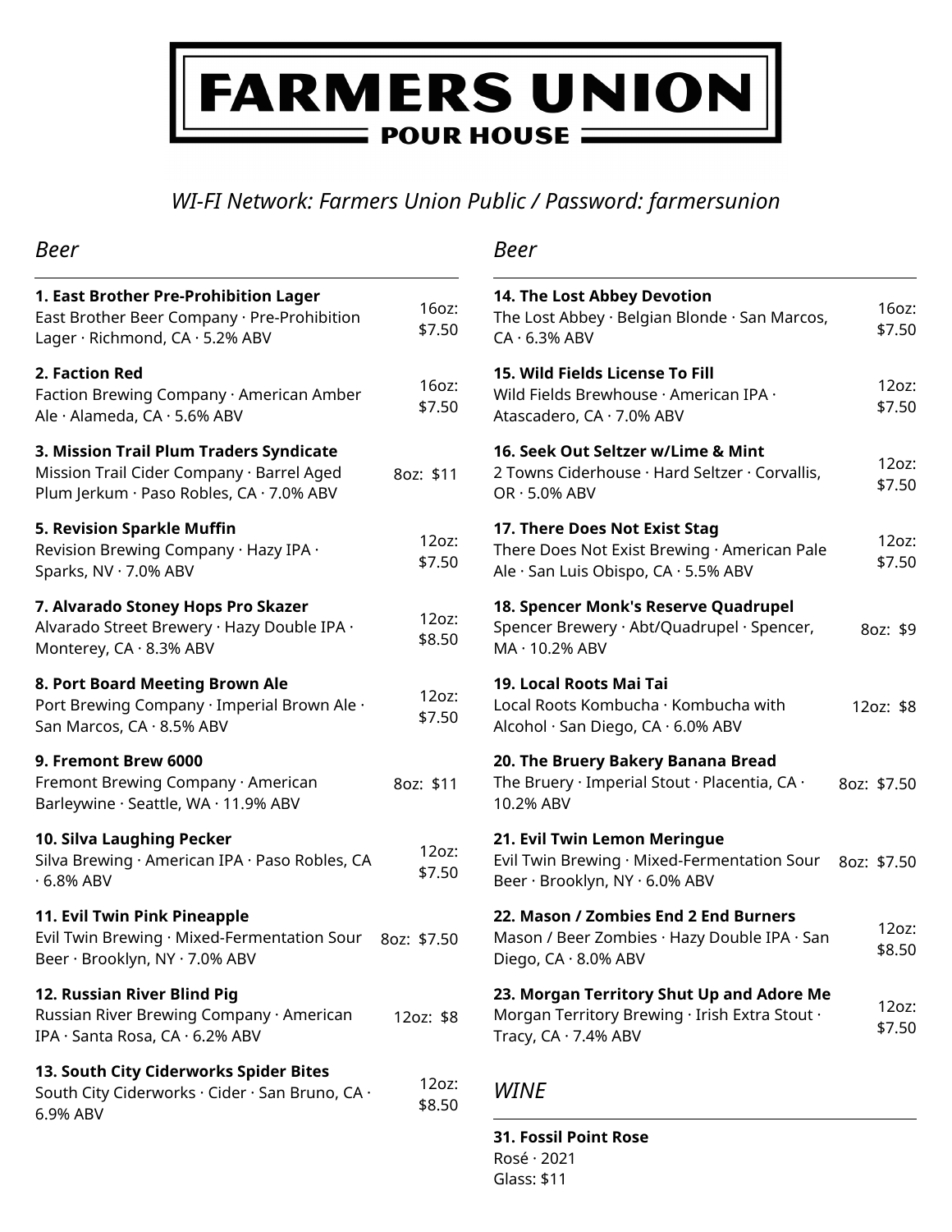# FARMERS UNION

## POUR HOUSE

*WI-FI Network: Farmers Union Public / Password: farmersunion*

## *Beer*

**1. East Brother Pre-Prohibition Lager**
East Brother Beer Company · Pre-Prohibition Lager · Richmond, CA · 5.2% ABV
16oz: $7.50

**2. Faction Red**
Faction Brewing Company · American Amber Ale · Alameda, CA · 5.6% ABV
16oz: $7.50

**3. Mission Trail Plum Traders Syndicate**
Mission Trail Cider Company · Barrel Aged Plum Jerkum · Paso Robles, CA · 7.0% ABV
8oz: $11

**5. Revision Sparkle Muffin**
Revision Brewing Company · Hazy IPA · Sparks, NV · 7.0% ABV
12oz: $7.50

**7. Alvarado Stoney Hops Pro Skazer**
Alvarado Street Brewery · Hazy Double IPA · Monterey, CA · 8.3% ABV
12oz: $8.50

**8. Port Board Meeting Brown Ale**
Port Brewing Company · Imperial Brown Ale · San Marcos, CA · 8.5% ABV
12oz: $7.50

**9. Fremont Brew 6000**
Fremont Brewing Company · American Barleywine · Seattle, WA · 11.9% ABV
8oz: $11

**10. Silva Laughing Pecker**
Silva Brewing · American IPA · Paso Robles, CA · 6.8% ABV
12oz: $7.50

**11. Evil Twin Pink Pineapple**
Evil Twin Brewing · Mixed-Fermentation Sour Beer · Brooklyn, NY · 7.0% ABV
8oz: $7.50

**12. Russian River Blind Pig**
Russian River Brewing Company · American IPA · Santa Rosa, CA · 6.2% ABV
12oz: $8

**13. South City Ciderworks Spider Bites**
South City Ciderworks · Cider · San Bruno, CA · 6.9% ABV
12oz: $8.50

## *Beer*

**14. The Lost Abbey Devotion**
The Lost Abbey · Belgian Blonde · San Marcos, CA · 6.3% ABV
16oz: $7.50

**15. Wild Fields License To Fill**
Wild Fields Brewhouse · American IPA · Atascadero, CA · 7.0% ABV
12oz: $7.50

**16. Seek Out Seltzer w/Lime & Mint**
2 Towns Ciderhouse · Hard Seltzer · Corvallis, OR · 5.0% ABV
12oz: $7.50

**17. There Does Not Exist Stag**
There Does Not Exist Brewing · American Pale Ale · San Luis Obispo, CA · 5.5% ABV
12oz: $7.50

**18. Spencer Monk's Reserve Quadrupel**
Spencer Brewery · Abt/Quadrupel · Spencer, MA · 10.2% ABV
8oz: $9

**19. Local Roots Mai Tai**
Local Roots Kombucha · Kombucha with Alcohol · San Diego, CA · 6.0% ABV
12oz: $8

**20. The Bruery Bakery Banana Bread**
The Bruery · Imperial Stout · Placentia, CA · 10.2% ABV
8oz: $7.50

**21. Evil Twin Lemon Meringue**
Evil Twin Brewing · Mixed-Fermentation Sour Beer · Brooklyn, NY · 6.0% ABV
8oz: $7.50

**22. Mason / Zombies End 2 End Burners**
Mason / Beer Zombies · Hazy Double IPA · San Diego, CA · 8.0% ABV
12oz: $8.50

**23. Morgan Territory Shut Up and Adore Me**
Morgan Territory Brewing · Irish Extra Stout · Tracy, CA · 7.4% ABV
12oz: $7.50

## *WINE*

**31. Fossil Point Rose**
Rosé · 2021
Glass: $11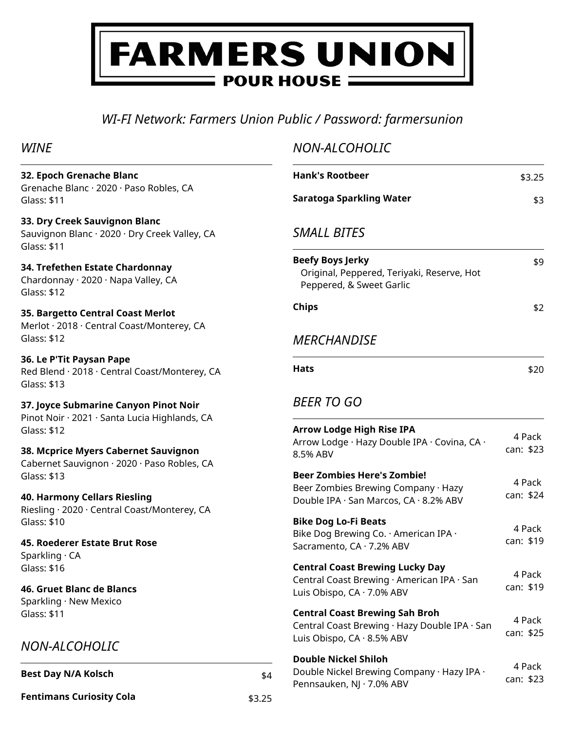# FARMERS UNION

## POUR HOUSE

*WI-FI Network: Farmers Union Public / Password: farmersunion*

## *WINE*

**32. Epoch Grenache Blanc**
Grenache Blanc · 2020 · Paso Robles, CA
Glass: $11

**33. Dry Creek Sauvignon Blanc**
Sauvignon Blanc · 2020 · Dry Creek Valley, CA
Glass: $11

**34. Trefethen Estate Chardonnay**
Chardonnay · 2020 · Napa Valley, CA
Glass: $12

**35. Bargetto Central Coast Merlot**
Merlot · 2018 · Central Coast/Monterey, CA
Glass: $12

**36. Le P'Tit Paysan Pape**
Red Blend · 2018 · Central Coast/Monterey, CA
Glass: $13

**37. Joyce Submarine Canyon Pinot Noir**
Pinot Noir · 2021 · Santa Lucia Highlands, CA
Glass: $12

**38. Mcprice Myers Cabernet Sauvignon**
Cabernet Sauvignon · 2020 · Paso Robles, CA
Glass: $13

**40. Harmony Cellars Riesling**
Riesling · 2020 · Central Coast/Monterey, CA
Glass: $10

**45. Roederer Estate Brut Rose**
Sparkling · CA
Glass: $16

**46. Gruet Blanc de Blancs**
Sparkling · New Mexico
Glass: $11

## *NON-ALCOHOLIC*

**Best Day N/A Kolsch** $4

**Fentimans Curiosity Cola** $3.25

## *NON-ALCOHOLIC*

**Hank's Rootbeer** $3.25

**Saratoga Sparkling Water** $3

## *SMALL BITES*

**Beefy Boys Jerky** $9
Original, Peppered, Teriyaki, Reserve, Hot Peppered, & Sweet Garlic

**Chips** $2

## *MERCHANDISE*

**Hats** $20

## *BEER TO GO*

**Arrow Lodge High Rise IPA**
Arrow Lodge · Hazy Double IPA · Covina, CA · 8.5% ABV
4 Pack can: $23

**Beer Zombies Here's Zombie!**
Beer Zombies Brewing Company · Hazy Double IPA · San Marcos, CA · 8.2% ABV
4 Pack can: $24

**Bike Dog Lo-Fi Beats**
Bike Dog Brewing Co. · American IPA · Sacramento, CA · 7.2% ABV
4 Pack can: $19

**Central Coast Brewing Lucky Day**
Central Coast Brewing · American IPA · San Luis Obispo, CA · 7.0% ABV
4 Pack can: $19

**Central Coast Brewing Sah Broh**
Central Coast Brewing · Hazy Double IPA · San Luis Obispo, CA · 8.5% ABV
4 Pack can: $25

**Double Nickel Shiloh**
Double Nickel Brewing Company · Hazy IPA · Pennsauken, NJ · 7.0% ABV
4 Pack can: $23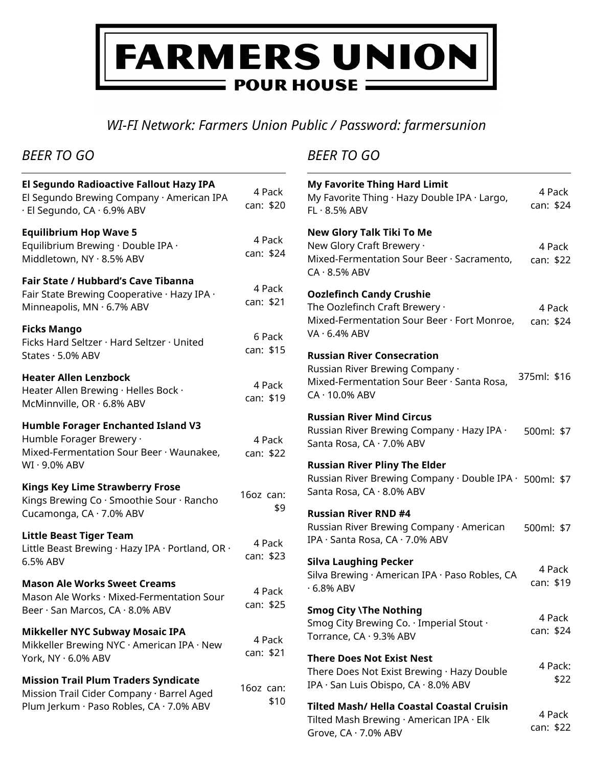# FARMERS UNION

## POUR HOUSE

*WI-FI Network: Farmers Union Public / Password: farmersunion*

## *BEER TO GO*

**El Segundo Radioactive Fallout Hazy IPA**
El Segundo Brewing Company · American IPA · El Segundo, CA · 6.9% ABV
4 Pack can: $20

**Equilibrium Hop Wave 5**
Equilibrium Brewing · Double IPA · Middletown, NY · 8.5% ABV
4 Pack can: $24

**Fair State / Hubbard's Cave Tibanna**
Fair State Brewing Cooperative · Hazy IPA · Minneapolis, MN · 6.7% ABV
4 Pack can: $21

**Ficks Mango**
Ficks Hard Seltzer · Hard Seltzer · United States · 5.0% ABV
6 Pack can: $15

**Heater Allen Lenzbock**
Heater Allen Brewing · Helles Bock · McMinnville, OR · 6.8% ABV
4 Pack can: $19

**Humble Forager Enchanted Island V3**
Humble Forager Brewery · Mixed-Fermentation Sour Beer · Waunakee, WI · 9.0% ABV
4 Pack can: $22

**Kings Key Lime Strawberry Frose**
Kings Brewing Co · Smoothie Sour · Rancho Cucamonga, CA · 7.0% ABV
16oz can: $9

**Little Beast Tiger Team**
Little Beast Brewing · Hazy IPA · Portland, OR · 6.5% ABV
4 Pack can: $23

**Mason Ale Works Sweet Creams**
Mason Ale Works · Mixed-Fermentation Sour Beer · San Marcos, CA · 8.0% ABV
4 Pack can: $25

**Mikkeller NYC Subway Mosaic IPA**
Mikkeller Brewing NYC · American IPA · New York, NY · 6.0% ABV
4 Pack can: $21

**Mission Trail Plum Traders Syndicate**
Mission Trail Cider Company · Barrel Aged Plum Jerkum · Paso Robles, CA · 7.0% ABV
16oz can: $10

## *BEER TO GO*

**My Favorite Thing Hard Limit**
My Favorite Thing · Hazy Double IPA · Largo, FL · 8.5% ABV
4 Pack can: $24

**New Glory Talk Tiki To Me**
New Glory Craft Brewery · Mixed-Fermentation Sour Beer · Sacramento, CA · 8.5% ABV
4 Pack can: $22

**Oozlefinch Candy Crushie**
The Oozlefinch Craft Brewery · Mixed-Fermentation Sour Beer · Fort Monroe, VA · 6.4% ABV
4 Pack can: $24

**Russian River Consecration**
Russian River Brewing Company · Mixed-Fermentation Sour Beer · Santa Rosa, CA · 10.0% ABV
375ml: $16

**Russian River Mind Circus**
Russian River Brewing Company · Hazy IPA · Santa Rosa, CA · 7.0% ABV
500ml: $7

**Russian River Pliny The Elder**
Russian River Brewing Company · Double IPA · Santa Rosa, CA · 8.0% ABV
500ml: $7

**Russian River RND #4**
Russian River Brewing Company · American IPA · Santa Rosa, CA · 7.0% ABV
500ml: $7

**Silva Laughing Pecker**
Silva Brewing · American IPA · Paso Robles, CA · 6.8% ABV
4 Pack can: $19

**Smog City \The Nothing**
Smog City Brewing Co. · Imperial Stout · Torrance, CA · 9.3% ABV
4 Pack can: $24

**There Does Not Exist Nest**
There Does Not Exist Brewing · Hazy Double IPA · San Luis Obispo, CA · 8.0% ABV
4 Pack: $22

**Tilted Mash/ Hella Coastal Coastal Cruisin**
Tilted Mash Brewing · American IPA · Elk Grove, CA · 7.0% ABV
4 Pack can: $22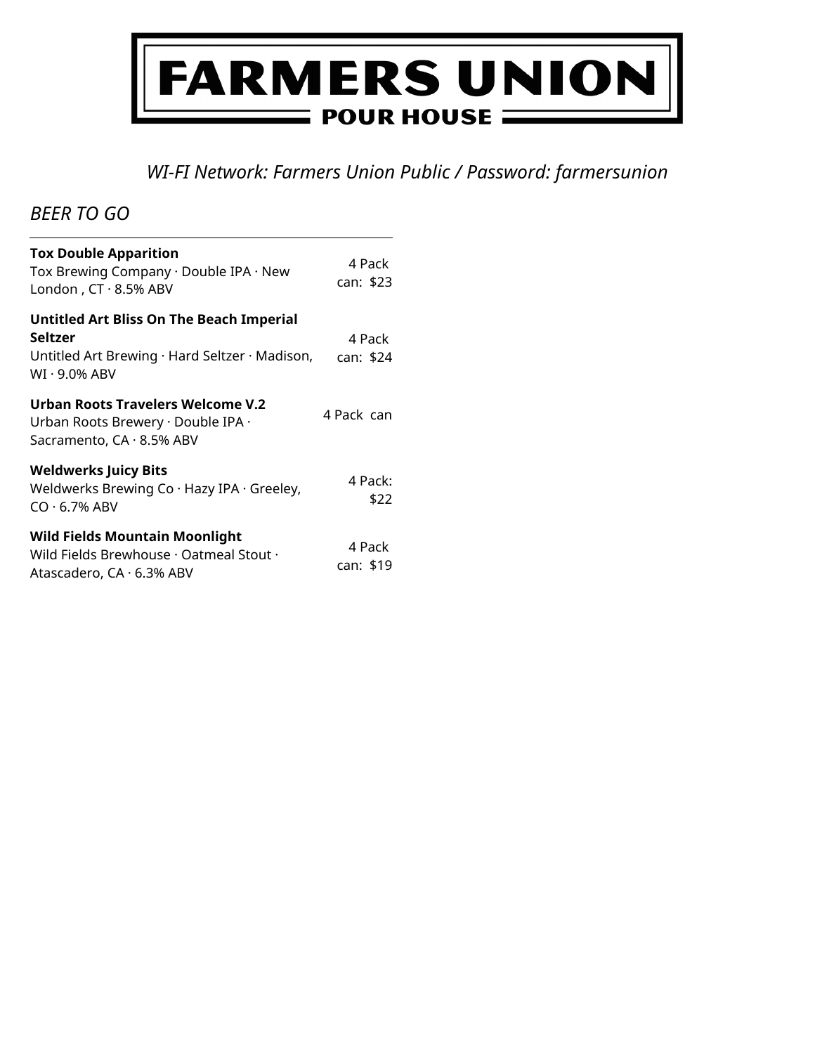# FARMERS UNION

## POUR HOUSE

*WI-FI Network: Farmers Union Public / Password: farmersunion*

## *BEER TO GO*

| | |
|---|---|
| **Tox Double Apparition**<br>Tox Brewing Company · Double IPA · New London , CT · 8.5% ABV | 4 Pack can: $23 |
| **Untitled Art Bliss On The Beach Imperial Seltzer**<br>Untitled Art Brewing · Hard Seltzer · Madison, WI · 9.0% ABV | 4 Pack can: $24 |
| **Urban Roots Travelers Welcome V.2**<br>Urban Roots Brewery · Double IPA · Sacramento, CA · 8.5% ABV | 4 Pack can |
| **Weldwerks Juicy Bits**<br>Weldwerks Brewing Co · Hazy IPA · Greeley, CO · 6.7% ABV | 4 Pack: $22 |
| **Wild Fields Mountain Moonlight**<br>Wild Fields Brewhouse · Oatmeal Stout · Atascadero, CA · 6.3% ABV | 4 Pack can: $19 |